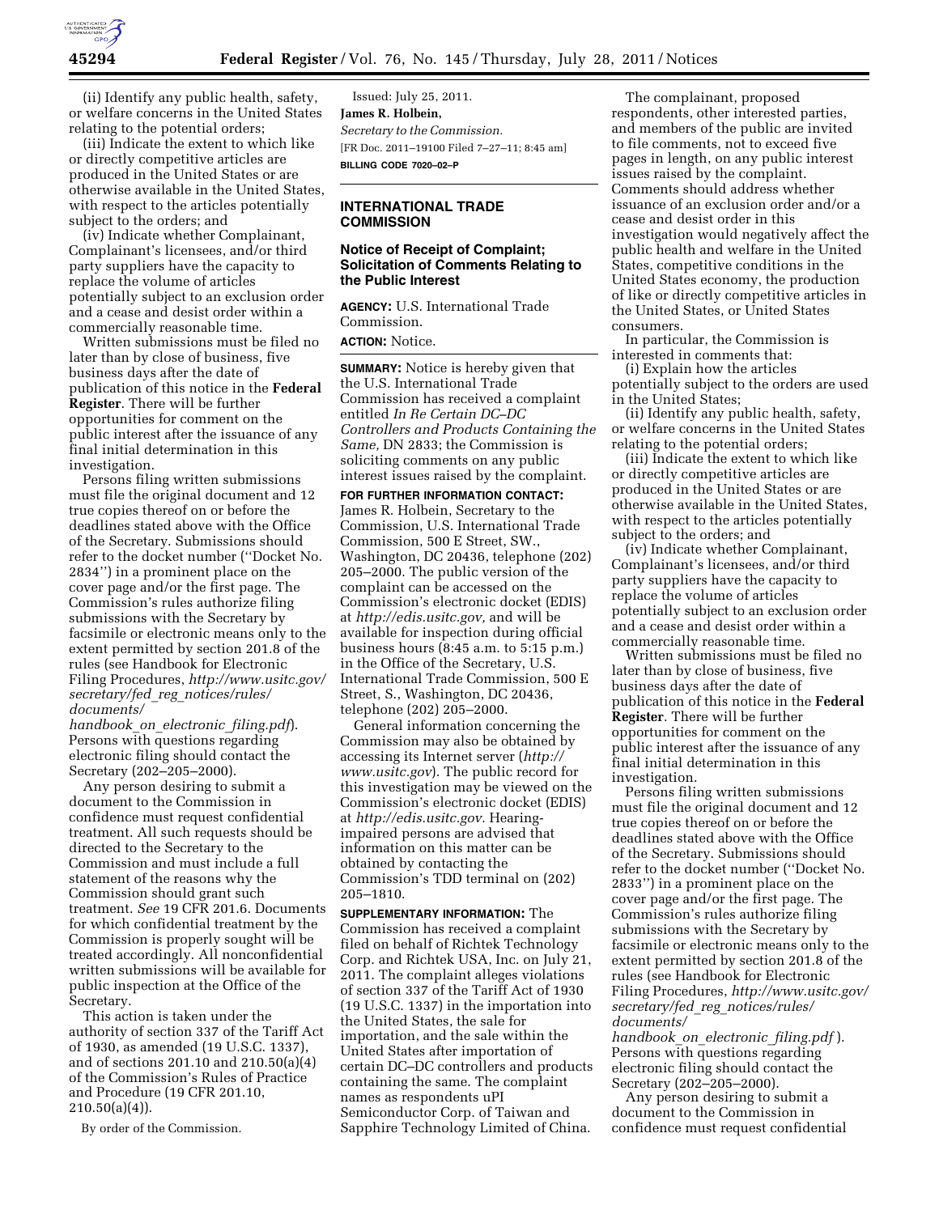(ii) Identify any public health, safety, or welfare concerns in the United States relating to the potential orders;

(iii) Indicate the extent to which like or directly competitive articles are produced in the United States or are otherwise available in the United States, with respect to the articles potentially subject to the orders; and

(iv) Indicate whether Complainant, Complainant's licensees, and/or third party suppliers have the capacity to replace the volume of articles potentially subject to an exclusion order and a cease and desist order within a commercially reasonable time.

Written submissions must be filed no later than by close of business, five business days after the date of publication of this notice in the **Federal Register**. There will be further opportunities for comment on the public interest after the issuance of any final initial determination in this investigation.

Persons filing written submissions must file the original document and 12 true copies thereof on or before the deadlines stated above with the Office of the Secretary. Submissions should refer to the docket number (''Docket No. 2834'') in a prominent place on the cover page and/or the first page. The Commission's rules authorize filing submissions with the Secretary by facsimile or electronic means only to the extent permitted by section 201.8 of the rules (see Handbook for Electronic Filing Procedures, *http://www.usitc.gov/secretary/fed_reg_notices/rules/documents/handbook_on_electronic_filing.pdf*). Persons with questions regarding electronic filing should contact the Secretary (202–205–2000).

Any person desiring to submit a document to the Commission in confidence must request confidential treatment. All such requests should be directed to the Secretary to the Commission and must include a full statement of the reasons why the Commission should grant such treatment. *See* 19 CFR 201.6. Documents for which confidential treatment by the Commission is properly sought will be treated accordingly. All nonconfidential written submissions will be available for public inspection at the Office of the Secretary.

This action is taken under the authority of section 337 of the Tariff Act of 1930, as amended (19 U.S.C. 1337), and of sections 201.10 and 210.50(a)(4) of the Commission's Rules of Practice and Procedure (19 CFR 201.10, 210.50(a)(4)).

By order of the Commission.

Issued: July 25, 2011.

**James R. Holbein,**

*Secretary to the Commission.*

[FR Doc. 2011–19100 Filed 7–27–11; 8:45 am]

**BILLING CODE 7020–02–P**

## INTERNATIONAL TRADE COMMISSION

### Notice of Receipt of Complaint; Solicitation of Comments Relating to the Public Interest

**AGENCY:** U.S. International Trade Commission.

**ACTION:** Notice.

**SUMMARY:** Notice is hereby given that the U.S. International Trade Commission has received a complaint entitled *In Re Certain DC–DC Controllers and Products Containing the Same,* DN 2833; the Commission is soliciting comments on any public interest issues raised by the complaint.

**FOR FURTHER INFORMATION CONTACT:** James R. Holbein, Secretary to the Commission, U.S. International Trade Commission, 500 E Street, SW., Washington, DC 20436, telephone (202) 205–2000. The public version of the complaint can be accessed on the Commission's electronic docket (EDIS) at *http://edis.usitc.gov,* and will be available for inspection during official business hours (8:45 a.m. to 5:15 p.m.) in the Office of the Secretary, U.S. International Trade Commission, 500 E Street, S., Washington, DC 20436, telephone (202) 205–2000.

General information concerning the Commission may also be obtained by accessing its Internet server (*http://www.usitc.gov*). The public record for this investigation may be viewed on the Commission's electronic docket (EDIS) at *http://edis.usitc.gov.* Hearing-impaired persons are advised that information on this matter can be obtained by contacting the Commission's TDD terminal on (202) 205–1810.

**SUPPLEMENTARY INFORMATION:** The Commission has received a complaint filed on behalf of Richtek Technology Corp. and Richtek USA, Inc. on July 21, 2011. The complaint alleges violations of section 337 of the Tariff Act of 1930 (19 U.S.C. 1337) in the importation into the United States, the sale for importation, and the sale within the United States after importation of certain DC–DC controllers and products containing the same. The complaint names as respondents uPI Semiconductor Corp. of Taiwan and Sapphire Technology Limited of China.

The complainant, proposed respondents, other interested parties, and members of the public are invited to file comments, not to exceed five pages in length, on any public interest issues raised by the complaint. Comments should address whether issuance of an exclusion order and/or a cease and desist order in this investigation would negatively affect the public health and welfare in the United States, competitive conditions in the United States economy, the production of like or directly competitive articles in the United States, or United States consumers.

In particular, the Commission is interested in comments that:

(i) Explain how the articles potentially subject to the orders are used in the United States;

(ii) Identify any public health, safety, or welfare concerns in the United States relating to the potential orders;

(iii) Indicate the extent to which like or directly competitive articles are produced in the United States or are otherwise available in the United States, with respect to the articles potentially subject to the orders; and

(iv) Indicate whether Complainant, Complainant's licensees, and/or third party suppliers have the capacity to replace the volume of articles potentially subject to an exclusion order and a cease and desist order within a commercially reasonable time.

Written submissions must be filed no later than by close of business, five business days after the date of publication of this notice in the **Federal Register**. There will be further opportunities for comment on the public interest after the issuance of any final initial determination in this investigation.

Persons filing written submissions must file the original document and 12 true copies thereof on or before the deadlines stated above with the Office of the Secretary. Submissions should refer to the docket number (''Docket No. 2833'') in a prominent place on the cover page and/or the first page. The Commission's rules authorize filing submissions with the Secretary by facsimile or electronic means only to the extent permitted by section 201.8 of the rules (see Handbook for Electronic Filing Procedures, *http://www.usitc.gov/secretary/fed_reg_notices/rules/documents/handbook_on_electronic_filing.pdf* ). Persons with questions regarding electronic filing should contact the Secretary (202–205–2000).

Any person desiring to submit a document to the Commission in confidence must request confidential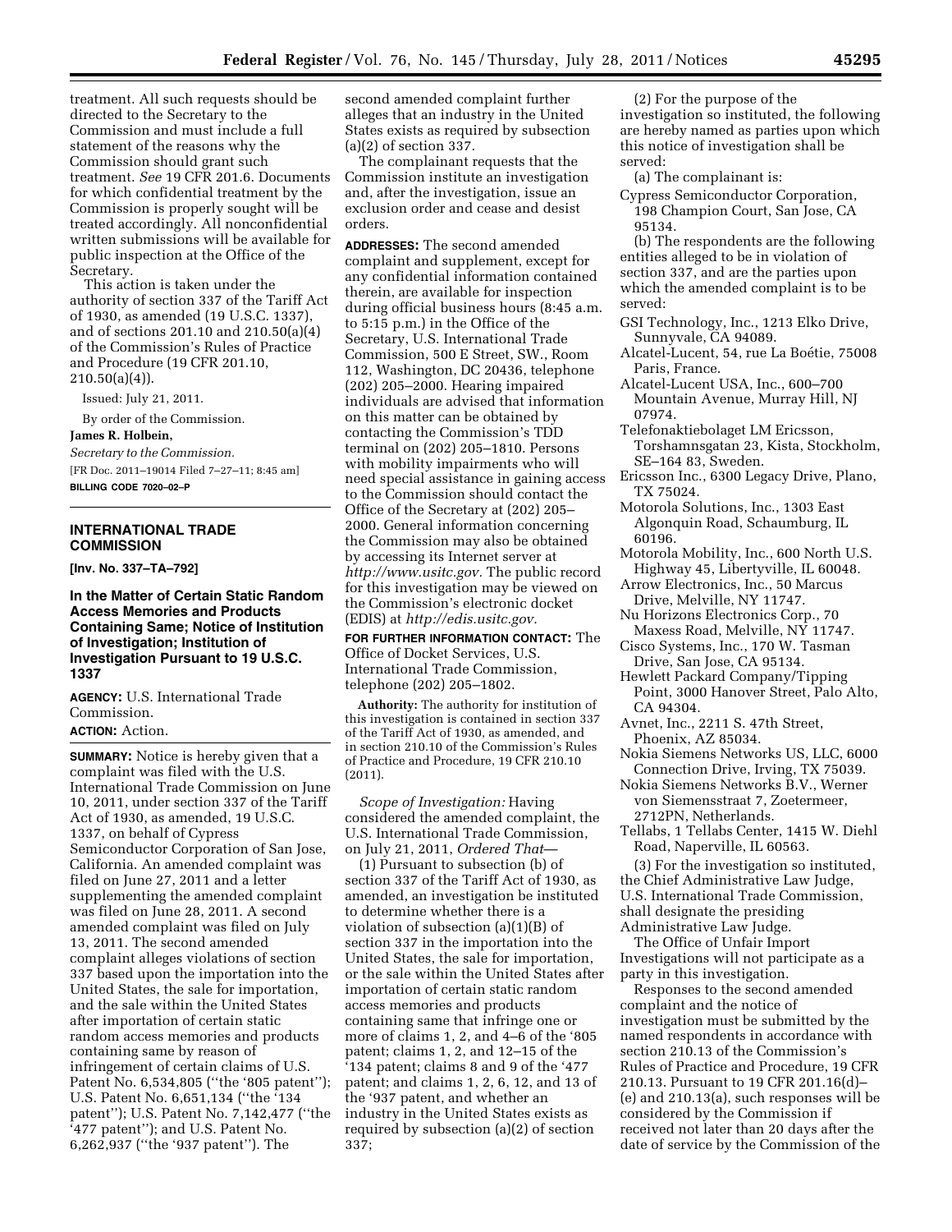treatment. All such requests should be directed to the Secretary to the Commission and must include a full statement of the reasons why the Commission should grant such treatment. *See* 19 CFR 201.6. Documents for which confidential treatment by the Commission is properly sought will be treated accordingly. All nonconfidential written submissions will be available for public inspection at the Office of the Secretary.

This action is taken under the authority of section 337 of the Tariff Act of 1930, as amended (19 U.S.C. 1337), and of sections 201.10 and 210.50(a)(4) of the Commission's Rules of Practice and Procedure (19 CFR 201.10, 210.50(a)(4)).

Issued: July 21, 2011.

By order of the Commission.

**James R. Holbein,**

*Secretary to the Commission.*

[FR Doc. 2011–19014 Filed 7–27–11; 8:45 am]

**BILLING CODE 7020–02–P**

## INTERNATIONAL TRADE COMMISSION

**[Inv. No. 337–TA–792]**

### In the Matter of Certain Static Random Access Memories and Products Containing Same; Notice of Institution of Investigation; Institution of Investigation Pursuant to 19 U.S.C. 1337

**AGENCY:** U.S. International Trade Commission.

**ACTION:** Action.

**SUMMARY:** Notice is hereby given that a complaint was filed with the U.S. International Trade Commission on June 10, 2011, under section 337 of the Tariff Act of 1930, as amended, 19 U.S.C. 1337, on behalf of Cypress Semiconductor Corporation of San Jose, California. An amended complaint was filed on June 27, 2011 and a letter supplementing the amended complaint was filed on June 28, 2011. A second amended complaint was filed on July 13, 2011. The second amended complaint alleges violations of section 337 based upon the importation into the United States, the sale for importation, and the sale within the United States after importation of certain static random access memories and products containing same by reason of infringement of certain claims of U.S. Patent No. 6,534,805 (''the '805 patent''); U.S. Patent No. 6,651,134 (''the '134 patent''); U.S. Patent No. 7,142,477 (''the '477 patent''); and U.S. Patent No. 6,262,937 (''the '937 patent''). The second amended complaint further alleges that an industry in the United States exists as required by subsection (a)(2) of section 337.

The complainant requests that the Commission institute an investigation and, after the investigation, issue an exclusion order and cease and desist orders.

**ADDRESSES:** The second amended complaint and supplement, except for any confidential information contained therein, are available for inspection during official business hours (8:45 a.m. to 5:15 p.m.) in the Office of the Secretary, U.S. International Trade Commission, 500 E Street, SW., Room 112, Washington, DC 20436, telephone (202) 205–2000. Hearing impaired individuals are advised that information on this matter can be obtained by contacting the Commission's TDD terminal on (202) 205–1810. Persons with mobility impairments who will need special assistance in gaining access to the Commission should contact the Office of the Secretary at (202) 205–2000. General information concerning the Commission may also be obtained by accessing its Internet server at *http://www.usitc.gov.* The public record for this investigation may be viewed on the Commission's electronic docket (EDIS) at *http://edis.usitc.gov.*

**FOR FURTHER INFORMATION CONTACT:** The Office of Docket Services, U.S. International Trade Commission, telephone (202) 205–1802.

**Authority:** The authority for institution of this investigation is contained in section 337 of the Tariff Act of 1930, as amended, and in section 210.10 of the Commission's Rules of Practice and Procedure, 19 CFR 210.10 (2011).

*Scope of Investigation:* Having considered the amended complaint, the U.S. International Trade Commission, on July 21, 2011, *Ordered That*—

(1) Pursuant to subsection (b) of section 337 of the Tariff Act of 1930, as amended, an investigation be instituted to determine whether there is a violation of subsection (a)(1)(B) of section 337 in the importation into the United States, the sale for importation, or the sale within the United States after importation of certain static random access memories and products containing same that infringe one or more of claims 1, 2, and 4–6 of the '805 patent; claims 1, 2, and 12–15 of the '134 patent; claims 8 and 9 of the '477 patent; and claims 1, 2, 6, 12, and 13 of the '937 patent, and whether an industry in the United States exists as required by subsection (a)(2) of section 337;

(2) For the purpose of the investigation so instituted, the following are hereby named as parties upon which this notice of investigation shall be served:

(a) The complainant is:

Cypress Semiconductor Corporation, 198 Champion Court, San Jose, CA 95134.

(b) The respondents are the following entities alleged to be in violation of section 337, and are the parties upon which the amended complaint is to be served:

GSI Technology, Inc., 1213 Elko Drive, Sunnyvale, CA 94089.
Alcatel-Lucent, 54, rue La Boétie, 75008 Paris, France.
Alcatel-Lucent USA, Inc., 600–700 Mountain Avenue, Murray Hill, NJ 07974.
Telefonaktiebolaget LM Ericsson, Torshamnsgatan 23, Kista, Stockholm, SE–164 83, Sweden.
Ericsson Inc., 6300 Legacy Drive, Plano, TX 75024.
Motorola Solutions, Inc., 1303 East Algonquin Road, Schaumburg, IL 60196.
Motorola Mobility, Inc., 600 North U.S. Highway 45, Libertyville, IL 60048.
Arrow Electronics, Inc., 50 Marcus Drive, Melville, NY 11747.
Nu Horizons Electronics Corp., 70 Maxess Road, Melville, NY 11747.
Cisco Systems, Inc., 170 W. Tasman Drive, San Jose, CA 95134.
Hewlett Packard Company/Tipping Point, 3000 Hanover Street, Palo Alto, CA 94304.
Avnet, Inc., 2211 S. 47th Street, Phoenix, AZ 85034.
Nokia Siemens Networks US, LLC, 6000 Connection Drive, Irving, TX 75039.
Nokia Siemens Networks B.V., Werner von Siemensstraat 7, Zoetermeer, 2712PN, Netherlands.
Tellabs, 1 Tellabs Center, 1415 W. Diehl Road, Naperville, IL 60563.

(3) For the investigation so instituted, the Chief Administrative Law Judge, U.S. International Trade Commission, shall designate the presiding Administrative Law Judge.

The Office of Unfair Import Investigations will not participate as a party in this investigation.

Responses to the second amended complaint and the notice of investigation must be submitted by the named respondents in accordance with section 210.13 of the Commission's Rules of Practice and Procedure, 19 CFR 210.13. Pursuant to 19 CFR 201.16(d)–(e) and 210.13(a), such responses will be considered by the Commission if received not later than 20 days after the date of service by the Commission of the